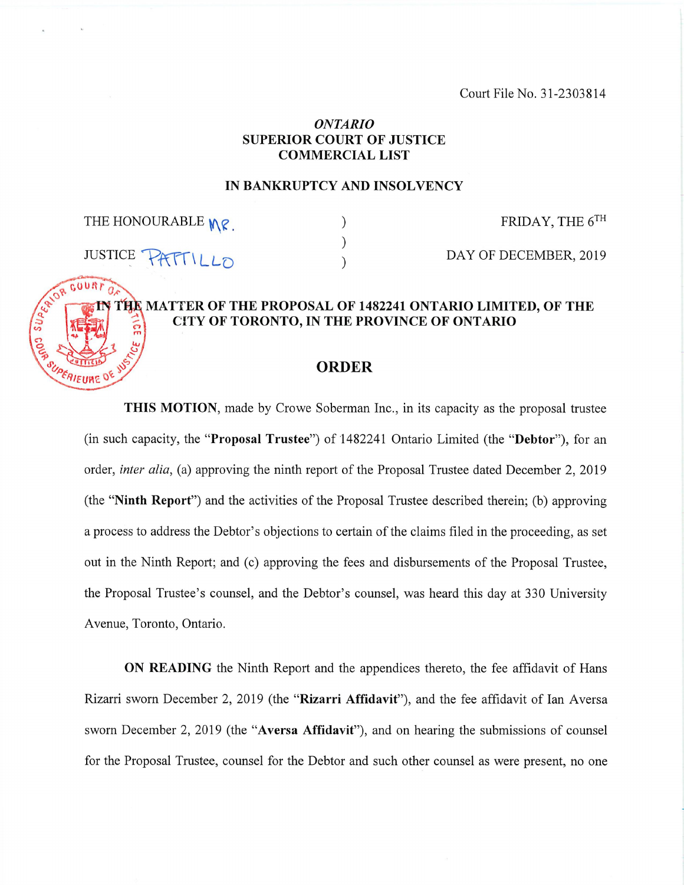Court File No. 31-2303814

*ONTARIO*
**SUPERIOR COURT OF JUSTICE**
**COMMERCIAL LIST**

**IN BANKRUPTCY AND INSOLVENCY**

| | | |
|---|---|---|
| THE HONOURABLE MR. | ) | FRIDAY, THE 6TH |
| | ) | |
| JUSTICE PATTILLO | ) | DAY OF DECEMBER, 2019 |

**IN THE MATTER OF THE PROPOSAL OF 1482241 ONTARIO LIMITED, OF THE CITY OF TORONTO, IN THE PROVINCE OF ONTARIO**

## ORDER

**THIS MOTION**, made by Crowe Soberman Inc., in its capacity as the proposal trustee (in such capacity, the "**Proposal Trustee**") of 1482241 Ontario Limited (the "**Debtor**"), for an order, *inter alia*, (a) approving the ninth report of the Proposal Trustee dated December 2, 2019 (the "**Ninth Report**") and the activities of the Proposal Trustee described therein; (b) approving a process to address the Debtor's objections to certain of the claims filed in the proceeding, as set out in the Ninth Report; and (c) approving the fees and disbursements of the Proposal Trustee, the Proposal Trustee's counsel, and the Debtor's counsel, was heard this day at 330 University Avenue, Toronto, Ontario.

**ON READING** the Ninth Report and the appendices thereto, the fee affidavit of Hans Rizarri sworn December 2, 2019 (the "**Rizarri Affidavit**"), and the fee affidavit of Ian Aversa sworn December 2, 2019 (the "**Aversa Affidavit**"), and on hearing the submissions of counsel for the Proposal Trustee, counsel for the Debtor and such other counsel as were present, no one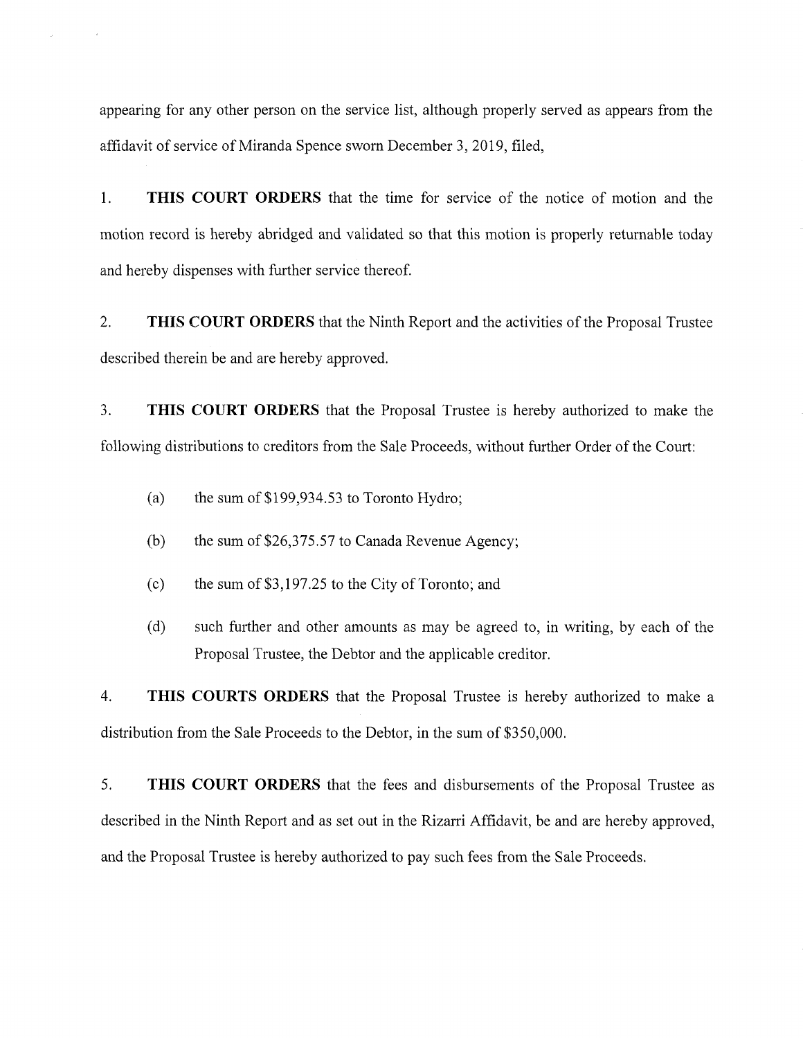appearing for any other person on the service list, although properly served as appears from the affidavit of service of Miranda Spence sworn December 3, 2019, filed,

1. **THIS COURT ORDERS** that the time for service of the notice of motion and the motion record is hereby abridged and validated so that this motion is properly returnable today and hereby dispenses with further service thereof.

2. **THIS COURT ORDERS** that the Ninth Report and the activities of the Proposal Trustee described therein be and are hereby approved.

3. **THIS COURT ORDERS** that the Proposal Trustee is hereby authorized to make the following distributions to creditors from the Sale Proceeds, without further Order of the Court:

   (a) the sum of $199,934.53 to Toronto Hydro;

   (b) the sum of $26,375.57 to Canada Revenue Agency;

   (c) the sum of $3,197.25 to the City of Toronto; and

   (d) such further and other amounts as may be agreed to, in writing, by each of the Proposal Trustee, the Debtor and the applicable creditor.

4. **THIS COURTS ORDERS** that the Proposal Trustee is hereby authorized to make a distribution from the Sale Proceeds to the Debtor, in the sum of $350,000.

5. **THIS COURT ORDERS** that the fees and disbursements of the Proposal Trustee as described in the Ninth Report and as set out in the Rizarri Affidavit, be and are hereby approved, and the Proposal Trustee is hereby authorized to pay such fees from the Sale Proceeds.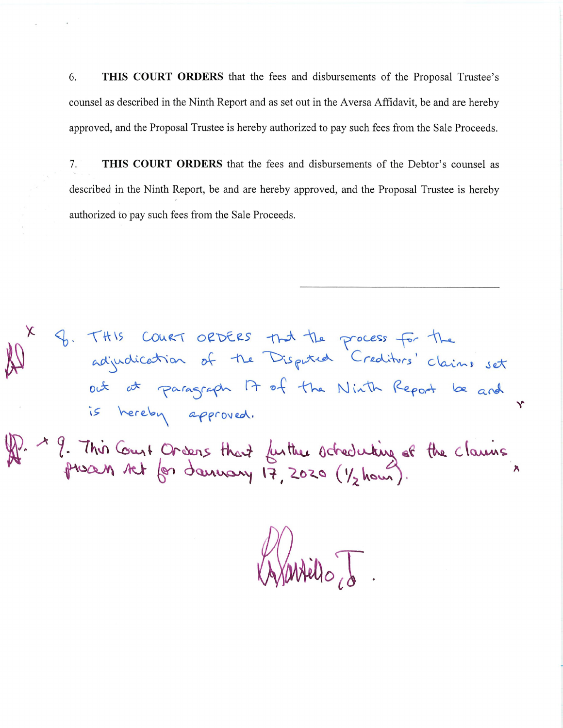6. **THIS COURT ORDERS** that the fees and disbursements of the Proposal Trustee's counsel as described in the Ninth Report and as set out in the Aversa Affidavit, be and are hereby approved, and the Proposal Trustee is hereby authorized to pay such fees from the Sale Proceeds.

7. **THIS COURT ORDERS** that the fees and disbursements of the Debtor's counsel as described in the Ninth Report, be and are hereby approved, and the Proposal Trustee is hereby authorized to pay such fees from the Sale Proceeds.

8. THIS COURT ORDERS that the process for the adjudication of the Disputed Creditors' claims set out at paragraph 17 of the Ninth Report be and is hereby approved.

9. This Court Orders that further scheduling of the claims process set for January 17, 2020 (½ hour).

Kristiello, J.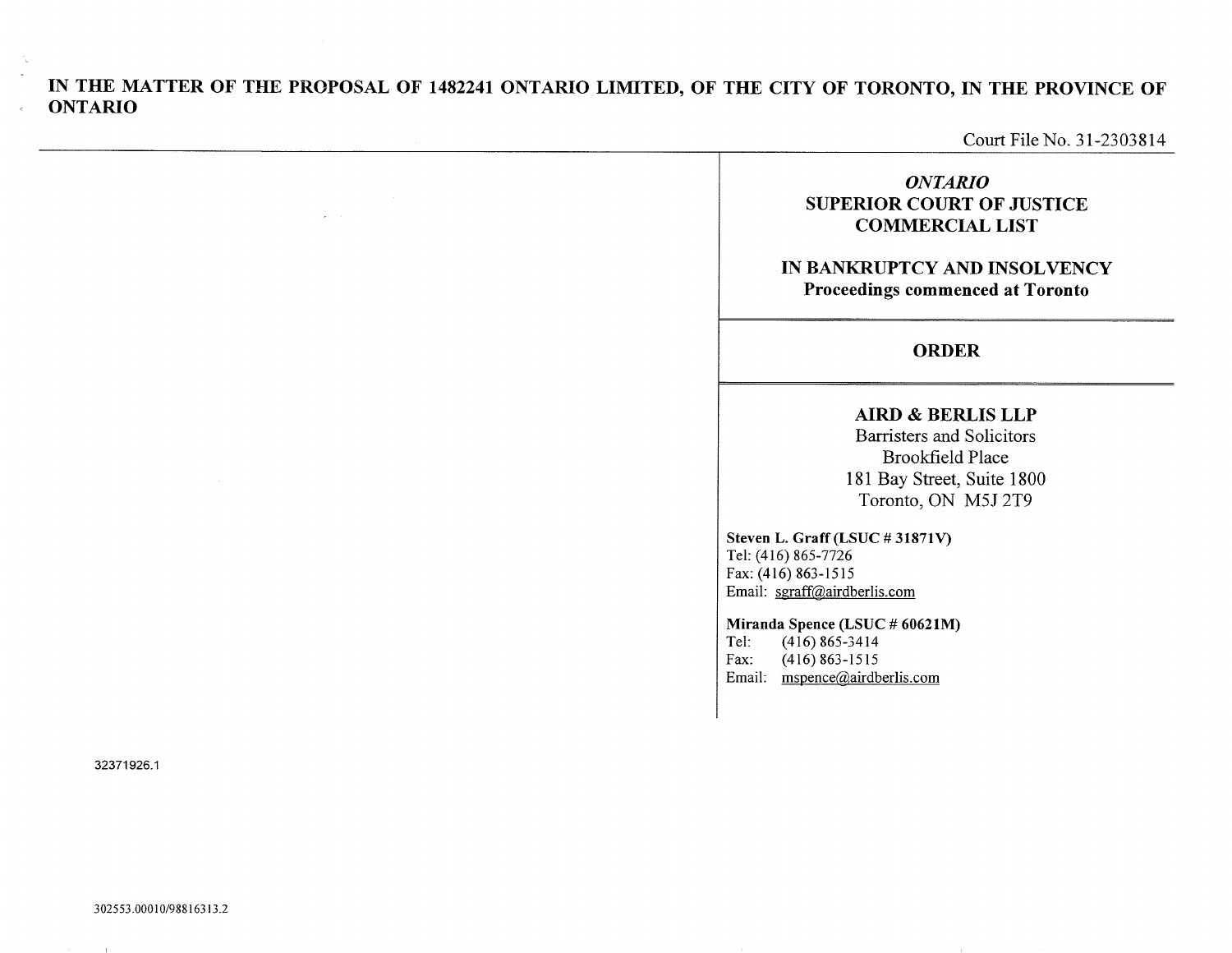**IN THE MATTER OF THE PROPOSAL OF 1482241 ONTARIO LIMITED, OF THE CITY OF TORONTO, IN THE PROVINCE OF ONTARIO**

Court File No. 31-2303814

*ONTARIO*
**SUPERIOR COURT OF JUSTICE**
**COMMERCIAL LIST**

**IN BANKRUPTCY AND INSOLVENCY**
**Proceedings commenced at Toronto**

**ORDER**

**AIRD & BERLIS LLP**
Barristers and Solicitors
Brookfield Place
181 Bay Street, Suite 1800
Toronto, ON M5J 2T9

**Steven L. Graff (LSUC # 31871V)**
Tel: (416) 865-7726
Fax: (416) 863-1515
Email: sgraff@airdberlis.com

**Miranda Spence (LSUC # 60621M)**
Tel: (416) 865-3414
Fax: (416) 863-1515
Email: mspence@airdberlis.com

32371926.1

302553.00010/98816313.2